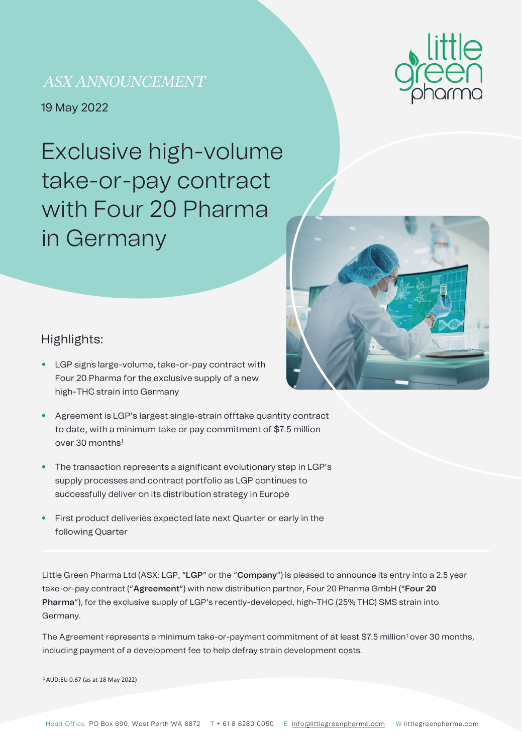*ASX ANNOUNCEMENT*

19 May 2022

# Exclusive high-volume take-or-pay contract with Four 20 Pharma in Germany

## Highlights:

- LGP signs large-volume, take-or-pay contract with Four 20 Pharma for the exclusive supply of a new high-THC strain into Germany
- Agreement is LGP's largest single-strain offtake quantity contract to date, with a minimum take or pay commitment of $7.5 million over 30 months[1]
- The transaction represents a significant evolutionary step in LGP's supply processes and contract portfolio as LGP continues to successfully deliver on its distribution strategy in Europe
- First product deliveries expected late next Quarter or early in the following Quarter

Little Green Pharma Ltd (ASX: LGP, "**LGP**" or the "**Company**") is pleased to announce its entry into a 2.5 year take-or-pay contract ("**Agreement**") with new distribution partner, Four 20 Pharma GmbH ("**Four 20 Pharma**"), for the exclusive supply of LGP's recently-developed, high-THC (25% THC) SMS strain into Germany.

The Agreement represents a minimum take-or-payment commitment of at least $7.5 million[1] over 30 months, including payment of a development fee to help defray strain development costs.

[1] AUD:EU 0.67 (as at 18 May 2022)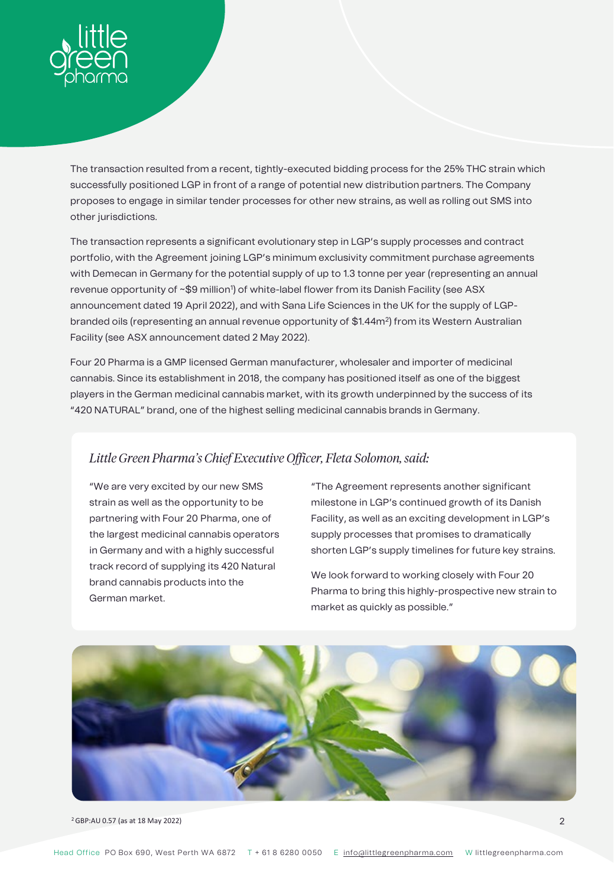The transaction resulted from a recent, tightly-executed bidding process for the 25% THC strain which successfully positioned LGP in front of a range of potential new distribution partners. The Company proposes to engage in similar tender processes for other new strains, as well as rolling out SMS into other jurisdictions.

The transaction represents a significant evolutionary step in LGP's supply processes and contract portfolio, with the Agreement joining LGP's minimum exclusivity commitment purchase agreements with Demecan in Germany for the potential supply of up to 1.3 tonne per year (representing an annual revenue opportunity of ~$9 million[1]) of white-label flower from its Danish Facility (see ASX announcement dated 19 April 2022), and with Sana Life Sciences in the UK for the supply of LGP-branded oils (representing an annual revenue opportunity of $1.44m[2]) from its Western Australian Facility (see ASX announcement dated 2 May 2022).

Four 20 Pharma is a GMP licensed German manufacturer, wholesaler and importer of medicinal cannabis. Since its establishment in 2018, the company has positioned itself as one of the biggest players in the German medicinal cannabis market, with its growth underpinned by the success of its "420 NATURAL" brand, one of the highest selling medicinal cannabis brands in Germany.

*Little Green Pharma's Chief Executive Officer, Fleta Solomon, said:*

"We are very excited by our new SMS strain as well as the opportunity to be partnering with Four 20 Pharma, one of the largest medicinal cannabis operators in Germany and with a highly successful track record of supplying its 420 Natural brand cannabis products into the German market.

"The Agreement represents another significant milestone in LGP's continued growth of its Danish Facility, as well as an exciting development in LGP's supply processes that promises to dramatically shorten LGP's supply timelines for future key strains.

We look forward to working closely with Four 20 Pharma to bring this highly-prospective new strain to market as quickly as possible."

[2] GBP:AU 0.57 (as at 18 May 2022)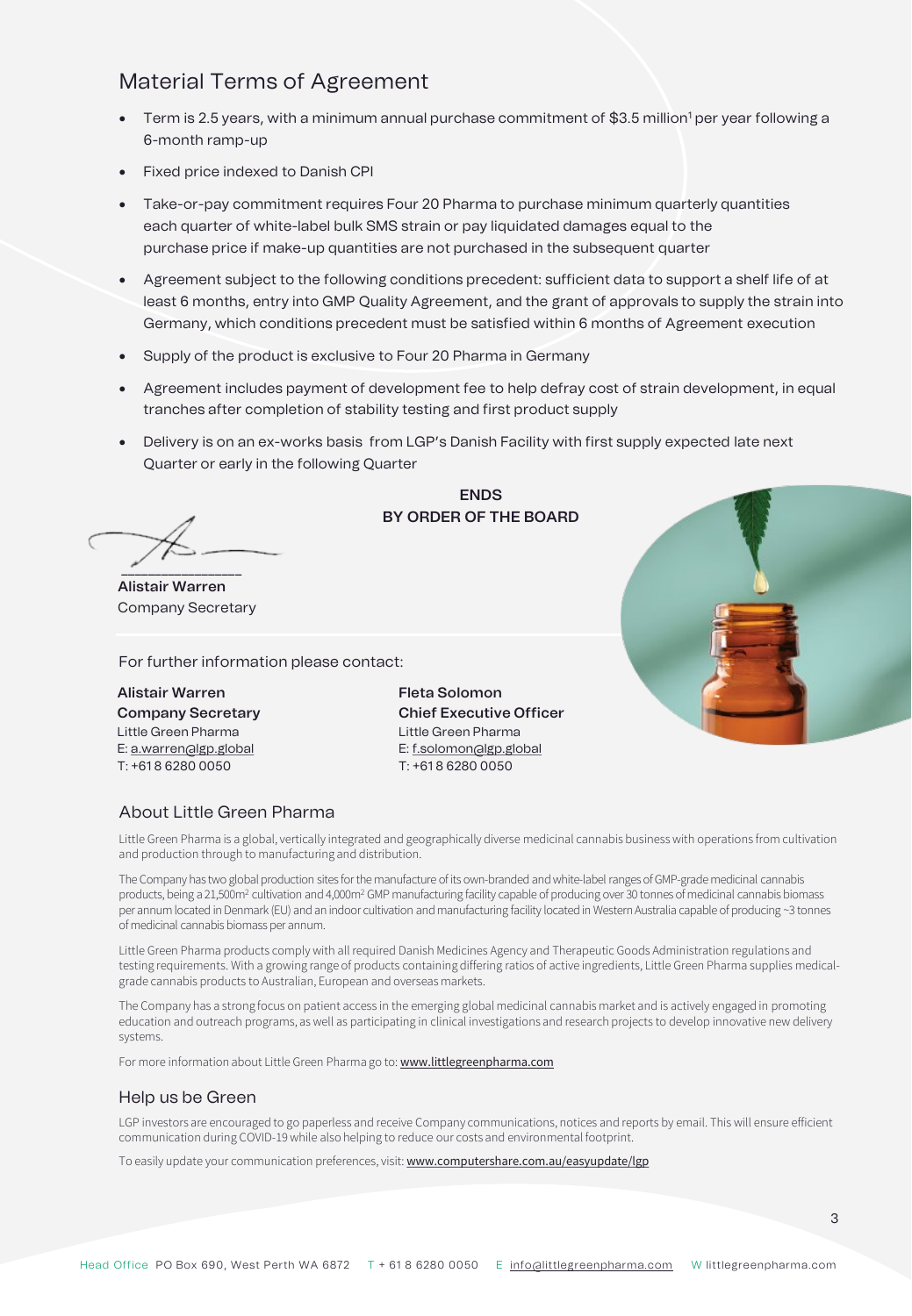## Material Terms of Agreement

- Term is 2.5 years, with a minimum annual purchase commitment of $3.5 million[1] per year following a 6-month ramp-up
- Fixed price indexed to Danish CPI
- Take-or-pay commitment requires Four 20 Pharma to purchase minimum quarterly quantities each quarter of white-label bulk SMS strain or pay liquidated damages equal to the purchase price if make-up quantities are not purchased in the subsequent quarter
- Agreement subject to the following conditions precedent: sufficient data to support a shelf life of at least 6 months, entry into GMP Quality Agreement, and the grant of approvals to supply the strain into Germany, which conditions precedent must be satisfied within 6 months of Agreement execution
- Supply of the product is exclusive to Four 20 Pharma in Germany
- Agreement includes payment of development fee to help defray cost of strain development, in equal tranches after completion of stability testing and first product supply
- Delivery is on an ex-works basis from LGP's Danish Facility with first supply expected late next Quarter or early in the following Quarter

**ENDS**

**BY ORDER OF THE BOARD**

**Alistair Warren**
Company Secretary

For further information please contact:

**Alistair Warren**
**Company Secretary**
Little Green Pharma
E: a.warren@lgp.global
T: +61 8 6280 0050

**Fleta Solomon**
**Chief Executive Officer**
Little Green Pharma
E: f.solomon@lgp.global
T: +61 8 6280 0050

## About Little Green Pharma

Little Green Pharma is a global, vertically integrated and geographically diverse medicinal cannabis business with operations from cultivation and production through to manufacturing and distribution.

The Company has two global production sites for the manufacture of its own-branded and white-label ranges of GMP-grade medicinal cannabis products, being a 21,500m² cultivation and 4,000m² GMP manufacturing facility capable of producing over 30 tonnes of medicinal cannabis biomass per annum located in Denmark (EU) and an indoor cultivation and manufacturing facility located in Western Australia capable of producing ~3 tonnes of medicinal cannabis biomass per annum.

Little Green Pharma products comply with all required Danish Medicines Agency and Therapeutic Goods Administration regulations and testing requirements. With a growing range of products containing differing ratios of active ingredients, Little Green Pharma supplies medical-grade cannabis products to Australian, European and overseas markets.

The Company has a strong focus on patient access in the emerging global medicinal cannabis market and is actively engaged in promoting education and outreach programs, as well as participating in clinical investigations and research projects to develop innovative new delivery systems.

For more information about Little Green Pharma go to: www.littlegreenpharma.com

## Help us be Green

LGP investors are encouraged to go paperless and receive Company communications, notices and reports by email. This will ensure efficient communication during COVID-19 while also helping to reduce our costs and environmental footprint.

To easily update your communication preferences, visit: www.computershare.com.au/easyupdate/lgp